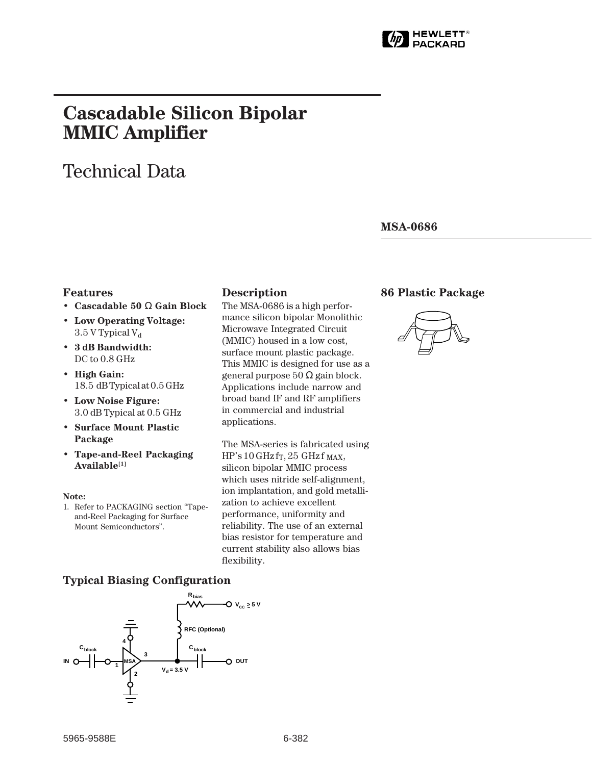# Cascadable Silicon Bipolar MMIC Amplifier

# Technical Data

## MSA-0686

### Features

- **Cascadable 50 Ω Gain Block**
- **Low Operating Voltage:** 3.5 V Typical $V_d$
- **3 dB Bandwidth:** DC to 0.8 GHz
- **High Gain:** 18.5 dB Typical at 0.5 GHz
- **Low Noise Figure:** 3.0 dB Typical at 0.5 GHz
- **Surface Mount Plastic Package**
- **Tape-and-Reel Packaging Available**[1]

**Note:**

1. Refer to PACKAGING section "Tape-and-Reel Packaging for Surface Mount Semiconductors".

### Description

The MSA-0686 is a high performance silicon bipolar Monolithic Microwave Integrated Circuit (MMIC) housed in a low cost, surface mount plastic package. This MMIC is designed for use as a general purpose 50 Ω gain block. Applications include narrow and broad band IF and RF amplifiers in commercial and industrial applications.

The MSA-series is fabricated using HP's 10 GHz $f_T$, 25 GHz $f_{MAX}$, silicon bipolar MMIC process which uses nitride self-alignment, ion implantation, and gold metallization to achieve excellent performance, uniformity and reliability. The use of an external bias resistor for temperature and current stability also allows bias flexibility.

### 86 Plastic Package

### Typical Biasing Configuration

$R_{bias}$ — $V_{CC} \geq 5$ V

RFC (Optional)

IN — $C_{block}$ — 1 MSA 3 — $C_{block}$ — OUT

4, 2 (ground)

$V_d = 3.5$ V

5965-9588E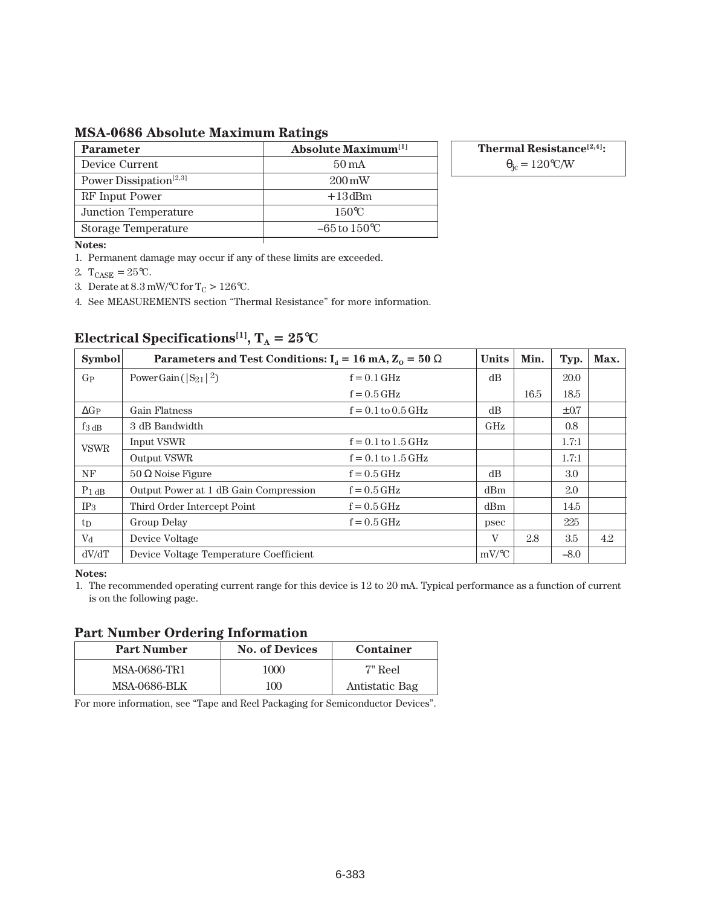## MSA-0686 Absolute Maximum Ratings

| Parameter | Absolute Maximum[1] |
|---|---|
| Device Current | 50 mA |
| Power Dissipation[2,3] | 200 mW |
| RF Input Power | +13 dBm |
| Junction Temperature | 150°C |
| Storage Temperature | –65 to 150°C |

| Thermal Resistance[2,4]: |
|---|
| $\theta_{jc}$ = 120°C/W |

**Notes:**

1. Permanent damage may occur if any of these limits are exceeded.
2. $T_{CASE}$ = 25°C.
3. Derate at 8.3 mW/°C for $T_C$ > 126°C.
4. See MEASUREMENTS section "Thermal Resistance" for more information.

## Electrical Specifications[1], $T_A$ = 25°C

| Symbol | Parameters and Test Conditions: $I_d$ = 16 mA, $Z_O$ = 50 Ω | | Units | Min. | Typ. | Max. |
|---|---|---|---|---|---|---|
| $G_P$ | Power Gain ($\|S_{21}\|^2$) | f = 0.1 GHz | dB | | 20.0 | |
| | | f = 0.5 GHz | | 16.5 | 18.5 | |
| $\Delta G_P$ | Gain Flatness | f = 0.1 to 0.5 GHz | dB | | ±0.7 | |
| $f_{3\ dB}$ | 3 dB Bandwidth | | GHz | | 0.8 | |
| VSWR | Input VSWR | f = 0.1 to 1.5 GHz | | | 1.7:1 | |
| | Output VSWR | f = 0.1 to 1.5 GHz | | | 1.7:1 | |
| NF | 50 Ω Noise Figure | f = 0.5 GHz | dB | | 3.0 | |
| $P_{1\ dB}$ | Output Power at 1 dB Gain Compression | f = 0.5 GHz | dBm | | 2.0 | |
| $IP_3$ | Third Order Intercept Point | f = 0.5 GHz | dBm | | 14.5 | |
| $t_D$ | Group Delay | f = 0.5 GHz | psec | | 225 | |
| $V_d$ | Device Voltage | | V | 2.8 | 3.5 | 4.2 |
| dV/dT | Device Voltage Temperature Coefficient | | mV/°C | | –8.0 | |

**Notes:**

1. The recommended operating current range for this device is 12 to 20 mA. Typical performance as a function of current is on the following page.

## Part Number Ordering Information

| Part Number | No. of Devices | Container |
|---|---|---|
| MSA-0686-TR1 | 1000 | 7" Reel |
| MSA-0686-BLK | 100 | Antistatic Bag |

For more information, see "Tape and Reel Packaging for Semiconductor Devices".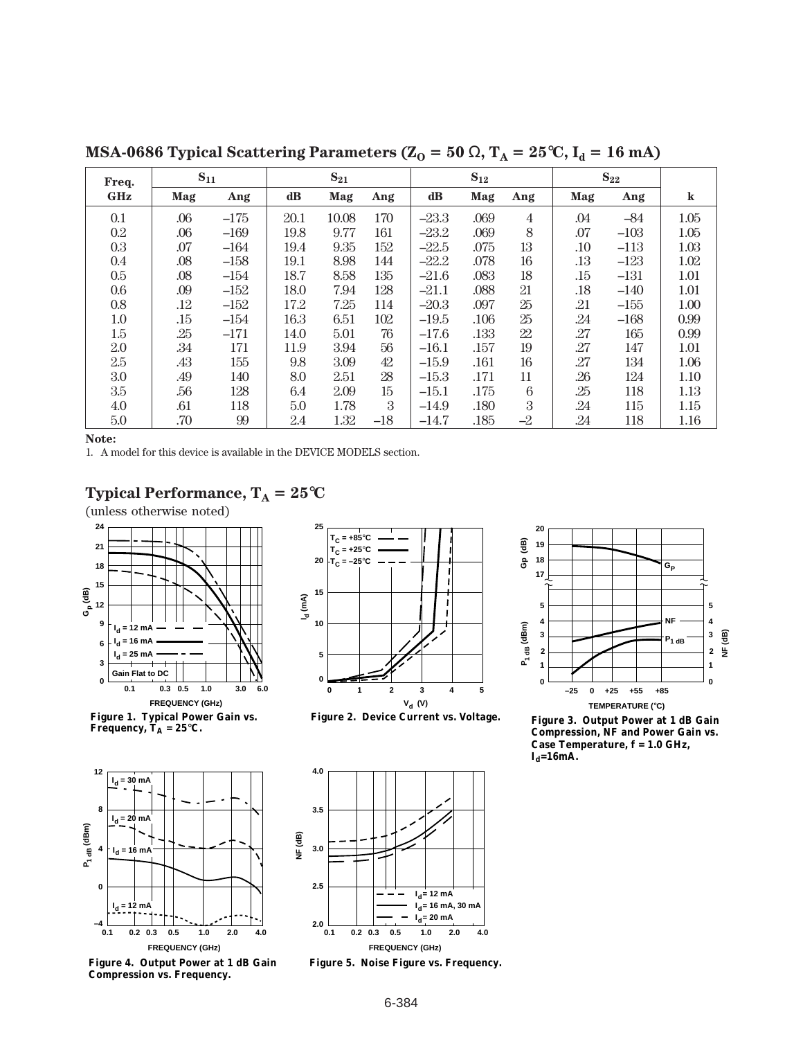## MSA-0686 Typical Scattering Parameters ($Z_O = 50\ \Omega$, $T_A = 25°C$, $I_d = 16$ mA)

| Freq. | $S_{11}$ | | $S_{21}$ | | | $S_{12}$ | | | $S_{22}$ | | |
|---|---|---|---|---|---|---|---|---|---|---|---|
| GHz | Mag | Ang | dB | Mag | Ang | dB | Mag | Ang | Mag | Ang | k |
| 0.1 | .06 | –175 | 20.1 | 10.08 | 170 | –23.3 | .069 | 4 | .04 | –84 | 1.05 |
| 0.2 | .06 | –169 | 19.8 | 9.77 | 161 | –23.2 | .069 | 8 | .07 | –103 | 1.05 |
| 0.3 | .07 | –164 | 19.4 | 9.35 | 152 | –22.5 | .075 | 13 | .10 | –113 | 1.03 |
| 0.4 | .08 | –158 | 19.1 | 8.98 | 144 | –22.2 | .078 | 16 | .13 | –123 | 1.02 |
| 0.5 | .08 | –154 | 18.7 | 8.58 | 135 | –21.6 | .083 | 18 | .15 | –131 | 1.01 |
| 0.6 | .09 | –152 | 18.0 | 7.94 | 128 | –21.1 | .088 | 21 | .18 | –140 | 1.01 |
| 0.8 | .12 | –152 | 17.2 | 7.25 | 114 | –20.3 | .097 | 25 | .21 | –155 | 1.00 |
| 1.0 | .15 | –154 | 16.3 | 6.51 | 102 | –19.5 | .106 | 25 | .24 | –168 | 0.99 |
| 1.5 | .25 | –171 | 14.0 | 5.01 | 76 | –17.6 | .133 | 22 | .27 | 165 | 0.99 |
| 2.0 | .34 | 171 | 11.9 | 3.94 | 56 | –16.1 | .157 | 19 | .27 | 147 | 1.01 |
| 2.5 | .43 | 155 | 9.8 | 3.09 | 42 | –15.9 | .161 | 16 | .27 | 134 | 1.06 |
| 3.0 | .49 | 140 | 8.0 | 2.51 | 28 | –15.3 | .171 | 11 | .26 | 124 | 1.10 |
| 3.5 | .56 | 128 | 6.4 | 2.09 | 15 | –15.1 | .175 | 6 | .25 | 118 | 1.13 |
| 4.0 | .61 | 118 | 5.0 | 1.78 | 3 | –14.9 | .180 | 3 | .24 | 115 | 1.15 |
| 5.0 | .70 | 99 | 2.4 | 1.32 | –18 | –14.7 | .185 | –2 | .24 | 118 | 1.16 |

**Note:**

1. A model for this device is available in the DEVICE MODELS section.

## Typical Performance, $T_A = 25°C$

(unless otherwise noted)

**Figure 1. Typical Power Gain vs. Frequency, $T_A = 25°C$.**

**Figure 2. Device Current vs. Voltage.**

**Figure 3. Output Power at 1 dB Gain Compression, NF and Power Gain vs. Case Temperature, f = 1.0 GHz, $I_d$=16mA.**

**Figure 4. Output Power at 1 dB Gain Compression vs. Frequency.**

**Figure 5. Noise Figure vs. Frequency.**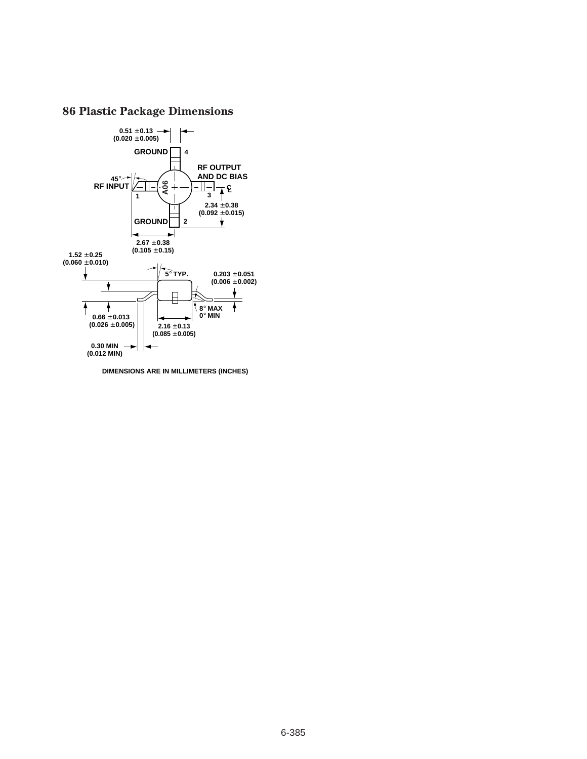## 86 Plastic Package Dimensions

0.51 ±0.13
(0.020 ±0.005)

GROUND 4

RF OUTPUT
AND DC BIAS

45°

RF INPUT

A06

1

3

℄

2.34 ±0.38
(0.092 ±0.015)

GROUND 2

2.67 ±0.38
(0.105 ±0.15)

1.52 ±0.25
(0.060 ±0.010)

5° TYP.

0.203 ±0.051
(0.006 ±0.002)

8° MAX
0° MIN

0.66 ±0.013
(0.026 ±0.005)

2.16 ±0.13
(0.085 ±0.005)

0.30 MIN
(0.012 MIN)

DIMENSIONS ARE IN MILLIMETERS (INCHES)